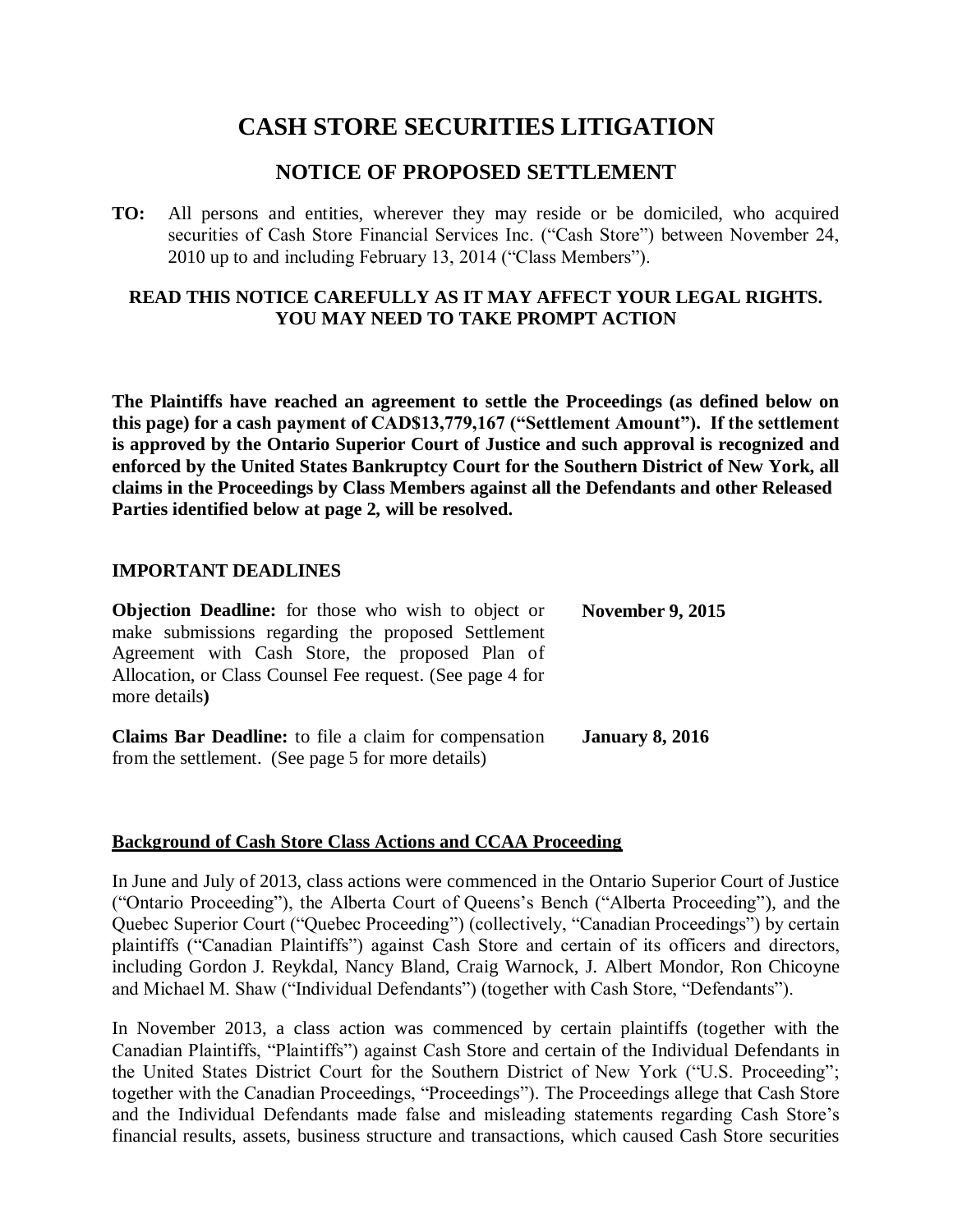# CASH STORE SECURITIES LITIGATION

## NOTICE OF PROPOSED SETTLEMENT

**TO:** All persons and entities, wherever they may reside or be domiciled, who acquired securities of Cash Store Financial Services Inc. ("Cash Store") between November 24, 2010 up to and including February 13, 2014 ("Class Members").

**READ THIS NOTICE CAREFULLY AS IT MAY AFFECT YOUR LEGAL RIGHTS. YOU MAY NEED TO TAKE PROMPT ACTION**

**The Plaintiffs have reached an agreement to settle the Proceedings (as defined below on this page) for a cash payment of CAD$13,779,167 ("Settlement Amount"). If the settlement is approved by the Ontario Superior Court of Justice and such approval is recognized and enforced by the United States Bankruptcy Court for the Southern District of New York, all claims in the Proceedings by Class Members against all the Defendants and other Released Parties identified below at page 2, will be resolved.**

**IMPORTANT DEADLINES**

| | |
|---|---|
| **Objection Deadline:** for those who wish to object or make submissions regarding the proposed Settlement Agreement with Cash Store, the proposed Plan of Allocation, or Class Counsel Fee request. (See page 4 for more details**)** | **November 9, 2015** |
| **Claims Bar Deadline:** to file a claim for compensation from the settlement. (See page 5 for more details) | **January 8, 2016** |

**Background of Cash Store Class Actions and CCAA Proceeding**

In June and July of 2013, class actions were commenced in the Ontario Superior Court of Justice ("Ontario Proceeding"), the Alberta Court of Queens's Bench ("Alberta Proceeding"), and the Quebec Superior Court ("Quebec Proceeding") (collectively, "Canadian Proceedings") by certain plaintiffs ("Canadian Plaintiffs") against Cash Store and certain of its officers and directors, including Gordon J. Reykdal, Nancy Bland, Craig Warnock, J. Albert Mondor, Ron Chicoyne and Michael M. Shaw ("Individual Defendants") (together with Cash Store, "Defendants").

In November 2013, a class action was commenced by certain plaintiffs (together with the Canadian Plaintiffs, "Plaintiffs") against Cash Store and certain of the Individual Defendants in the United States District Court for the Southern District of New York ("U.S. Proceeding"; together with the Canadian Proceedings, "Proceedings"). The Proceedings allege that Cash Store and the Individual Defendants made false and misleading statements regarding Cash Store's financial results, assets, business structure and transactions, which caused Cash Store securities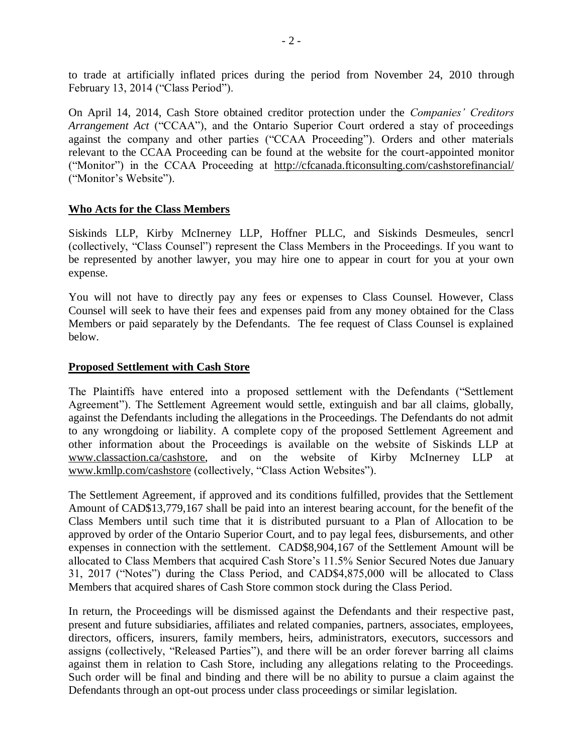to trade at artificially inflated prices during the period from November 24, 2010 through February 13, 2014 ("Class Period").

On April 14, 2014, Cash Store obtained creditor protection under the *Companies' Creditors Arrangement Act* ("CCAA"), and the Ontario Superior Court ordered a stay of proceedings against the company and other parties ("CCAA Proceeding"). Orders and other materials relevant to the CCAA Proceeding can be found at the website for the court-appointed monitor ("Monitor") in the CCAA Proceeding at http://cfcanada.fticonsulting.com/cashstorefinancial/ ("Monitor's Website").

## Who Acts for the Class Members

Siskinds LLP, Kirby McInerney LLP, Hoffner PLLC, and Siskinds Desmeules, sencrl (collectively, "Class Counsel") represent the Class Members in the Proceedings. If you want to be represented by another lawyer, you may hire one to appear in court for you at your own expense.

You will not have to directly pay any fees or expenses to Class Counsel. However, Class Counsel will seek to have their fees and expenses paid from any money obtained for the Class Members or paid separately by the Defendants. The fee request of Class Counsel is explained below.

## Proposed Settlement with Cash Store

The Plaintiffs have entered into a proposed settlement with the Defendants ("Settlement Agreement"). The Settlement Agreement would settle, extinguish and bar all claims, globally, against the Defendants including the allegations in the Proceedings. The Defendants do not admit to any wrongdoing or liability. A complete copy of the proposed Settlement Agreement and other information about the Proceedings is available on the website of Siskinds LLP at www.classaction.ca/cashstore, and on the website of Kirby McInerney LLP at www.kmllp.com/cashstore (collectively, "Class Action Websites").

The Settlement Agreement, if approved and its conditions fulfilled, provides that the Settlement Amount of CAD$13,779,167 shall be paid into an interest bearing account, for the benefit of the Class Members until such time that it is distributed pursuant to a Plan of Allocation to be approved by order of the Ontario Superior Court, and to pay legal fees, disbursements, and other expenses in connection with the settlement. CAD$8,904,167 of the Settlement Amount will be allocated to Class Members that acquired Cash Store's 11.5% Senior Secured Notes due January 31, 2017 ("Notes") during the Class Period, and CAD$4,875,000 will be allocated to Class Members that acquired shares of Cash Store common stock during the Class Period.

In return, the Proceedings will be dismissed against the Defendants and their respective past, present and future subsidiaries, affiliates and related companies, partners, associates, employees, directors, officers, insurers, family members, heirs, administrators, executors, successors and assigns (collectively, "Released Parties"), and there will be an order forever barring all claims against them in relation to Cash Store, including any allegations relating to the Proceedings. Such order will be final and binding and there will be no ability to pursue a claim against the Defendants through an opt-out process under class proceedings or similar legislation.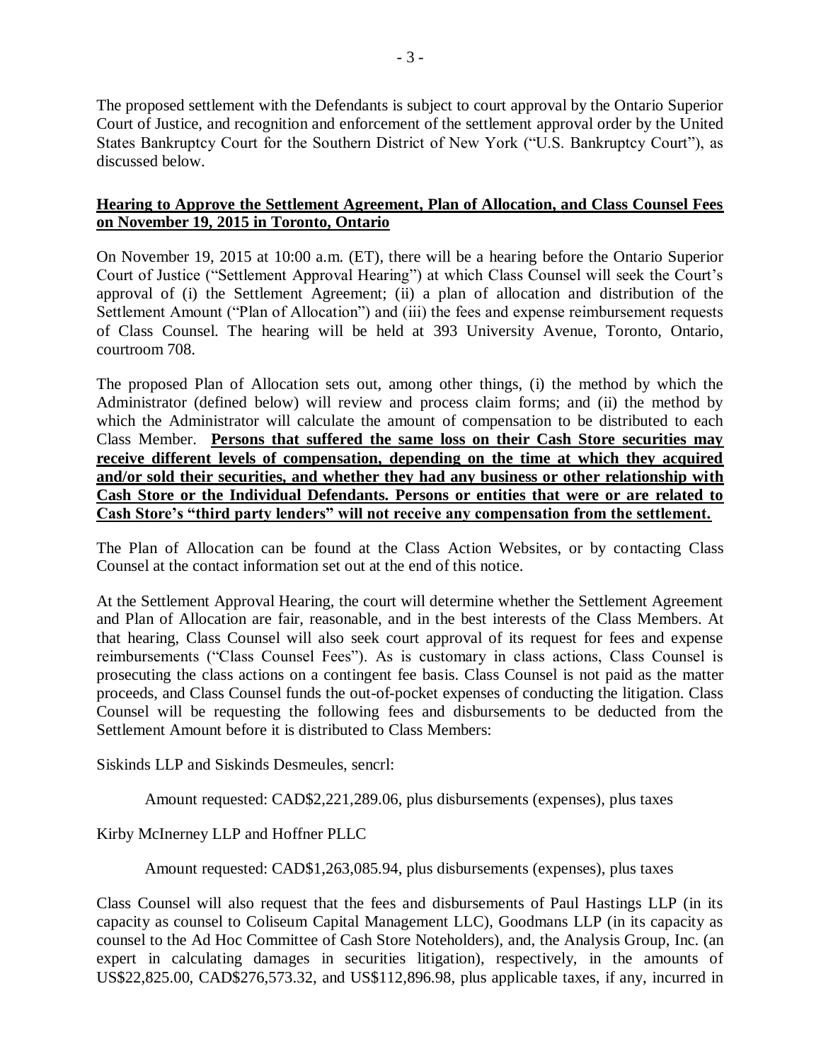The proposed settlement with the Defendants is subject to court approval by the Ontario Superior Court of Justice, and recognition and enforcement of the settlement approval order by the United States Bankruptcy Court for the Southern District of New York ("U.S. Bankruptcy Court"), as discussed below.

**Hearing to Approve the Settlement Agreement, Plan of Allocation, and Class Counsel Fees on November 19, 2015 in Toronto, Ontario**

On November 19, 2015 at 10:00 a.m. (ET), there will be a hearing before the Ontario Superior Court of Justice ("Settlement Approval Hearing") at which Class Counsel will seek the Court's approval of (i) the Settlement Agreement; (ii) a plan of allocation and distribution of the Settlement Amount ("Plan of Allocation") and (iii) the fees and expense reimbursement requests of Class Counsel. The hearing will be held at 393 University Avenue, Toronto, Ontario, courtroom 708.

The proposed Plan of Allocation sets out, among other things, (i) the method by which the Administrator (defined below) will review and process claim forms; and (ii) the method by which the Administrator will calculate the amount of compensation to be distributed to each Class Member. **Persons that suffered the same loss on their Cash Store securities may receive different levels of compensation, depending on the time at which they acquired and/or sold their securities, and whether they had any business or other relationship with Cash Store or the Individual Defendants. Persons or entities that were or are related to Cash Store's "third party lenders" will not receive any compensation from the settlement.**

The Plan of Allocation can be found at the Class Action Websites, or by contacting Class Counsel at the contact information set out at the end of this notice.

At the Settlement Approval Hearing, the court will determine whether the Settlement Agreement and Plan of Allocation are fair, reasonable, and in the best interests of the Class Members. At that hearing, Class Counsel will also seek court approval of its request for fees and expense reimbursements ("Class Counsel Fees"). As is customary in class actions, Class Counsel is prosecuting the class actions on a contingent fee basis. Class Counsel is not paid as the matter proceeds, and Class Counsel funds the out-of-pocket expenses of conducting the litigation. Class Counsel will be requesting the following fees and disbursements to be deducted from the Settlement Amount before it is distributed to Class Members:

Siskinds LLP and Siskinds Desmeules, sencrl:

Amount requested: CAD$2,221,289.06, plus disbursements (expenses), plus taxes

Kirby McInerney LLP and Hoffner PLLC

Amount requested: CAD$1,263,085.94, plus disbursements (expenses), plus taxes

Class Counsel will also request that the fees and disbursements of Paul Hastings LLP (in its capacity as counsel to Coliseum Capital Management LLC), Goodmans LLP (in its capacity as counsel to the Ad Hoc Committee of Cash Store Noteholders), and, the Analysis Group, Inc. (an expert in calculating damages in securities litigation), respectively, in the amounts of US$22,825.00, CAD$276,573.32, and US$112,896.98, plus applicable taxes, if any, incurred in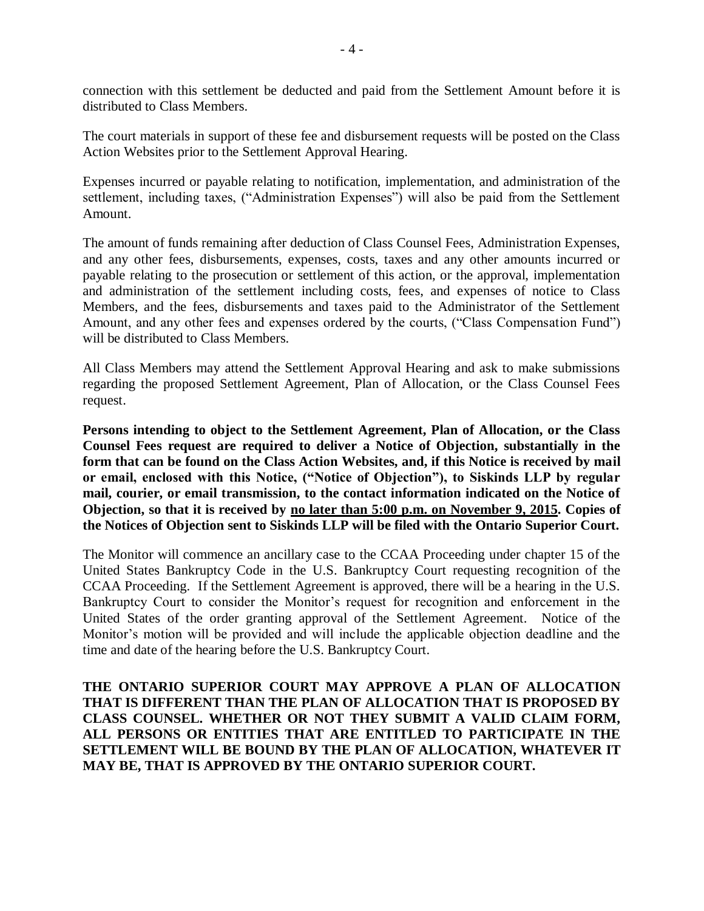connection with this settlement be deducted and paid from the Settlement Amount before it is distributed to Class Members.

The court materials in support of these fee and disbursement requests will be posted on the Class Action Websites prior to the Settlement Approval Hearing.

Expenses incurred or payable relating to notification, implementation, and administration of the settlement, including taxes, ("Administration Expenses") will also be paid from the Settlement Amount.

The amount of funds remaining after deduction of Class Counsel Fees, Administration Expenses, and any other fees, disbursements, expenses, costs, taxes and any other amounts incurred or payable relating to the prosecution or settlement of this action, or the approval, implementation and administration of the settlement including costs, fees, and expenses of notice to Class Members, and the fees, disbursements and taxes paid to the Administrator of the Settlement Amount, and any other fees and expenses ordered by the courts, ("Class Compensation Fund") will be distributed to Class Members.

All Class Members may attend the Settlement Approval Hearing and ask to make submissions regarding the proposed Settlement Agreement, Plan of Allocation, or the Class Counsel Fees request.

**Persons intending to object to the Settlement Agreement, Plan of Allocation, or the Class Counsel Fees request are required to deliver a Notice of Objection, substantially in the form that can be found on the Class Action Websites, and, if this Notice is received by mail or email, enclosed with this Notice, ("Notice of Objection"), to Siskinds LLP by regular mail, courier, or email transmission, to the contact information indicated on the Notice of Objection, so that it is received by no later than 5:00 p.m. on November 9, 2015. Copies of the Notices of Objection sent to Siskinds LLP will be filed with the Ontario Superior Court.**

The Monitor will commence an ancillary case to the CCAA Proceeding under chapter 15 of the United States Bankruptcy Code in the U.S. Bankruptcy Court requesting recognition of the CCAA Proceeding. If the Settlement Agreement is approved, there will be a hearing in the U.S. Bankruptcy Court to consider the Monitor's request for recognition and enforcement in the United States of the order granting approval of the Settlement Agreement. Notice of the Monitor's motion will be provided and will include the applicable objection deadline and the time and date of the hearing before the U.S. Bankruptcy Court.

**THE ONTARIO SUPERIOR COURT MAY APPROVE A PLAN OF ALLOCATION THAT IS DIFFERENT THAN THE PLAN OF ALLOCATION THAT IS PROPOSED BY CLASS COUNSEL. WHETHER OR NOT THEY SUBMIT A VALID CLAIM FORM, ALL PERSONS OR ENTITIES THAT ARE ENTITLED TO PARTICIPATE IN THE SETTLEMENT WILL BE BOUND BY THE PLAN OF ALLOCATION, WHATEVER IT MAY BE, THAT IS APPROVED BY THE ONTARIO SUPERIOR COURT.**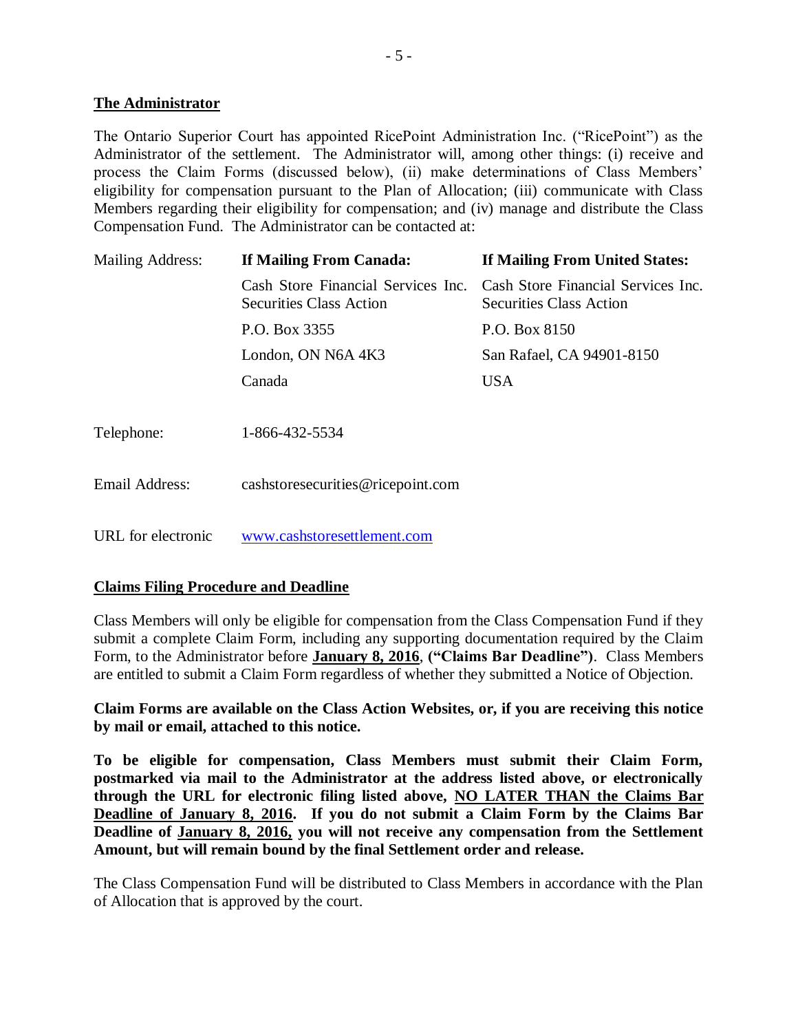## The Administrator

The Ontario Superior Court has appointed RicePoint Administration Inc. ("RicePoint") as the Administrator of the settlement. The Administrator will, among other things: (i) receive and process the Claim Forms (discussed below), (ii) make determinations of Class Members' eligibility for compensation pursuant to the Plan of Allocation; (iii) communicate with Class Members regarding their eligibility for compensation; and (iv) manage and distribute the Class Compensation Fund. The Administrator can be contacted at:

| | | |
|---|---|---|
| Mailing Address: | **If Mailing From Canada:** | **If Mailing From United States:** |
| | Cash Store Financial Services Inc. Securities Class Action | Cash Store Financial Services Inc. Securities Class Action |
| | P.O. Box 3355 | P.O. Box 8150 |
| | London, ON N6A 4K3 | San Rafael, CA 94901-8150 |
| | Canada | USA |
| Telephone: | 1-866-432-5534 | |
| Email Address: | cashstoresecurities@ricepoint.com | |
| URL for electronic | www.cashstoresettlement.com | |

## Claims Filing Procedure and Deadline

Class Members will only be eligible for compensation from the Class Compensation Fund if they submit a complete Claim Form, including any supporting documentation required by the Claim Form, to the Administrator before **January 8, 2016**, **("Claims Bar Deadline")**. Class Members are entitled to submit a Claim Form regardless of whether they submitted a Notice of Objection.

**Claim Forms are available on the Class Action Websites, or, if you are receiving this notice by mail or email, attached to this notice.**

**To be eligible for compensation, Class Members must submit their Claim Form, postmarked via mail to the Administrator at the address listed above, or electronically through the URL for electronic filing listed above, NO LATER THAN the Claims Bar Deadline of January 8, 2016. If you do not submit a Claim Form by the Claims Bar Deadline of January 8, 2016, you will not receive any compensation from the Settlement Amount, but will remain bound by the final Settlement order and release.**

The Class Compensation Fund will be distributed to Class Members in accordance with the Plan of Allocation that is approved by the court.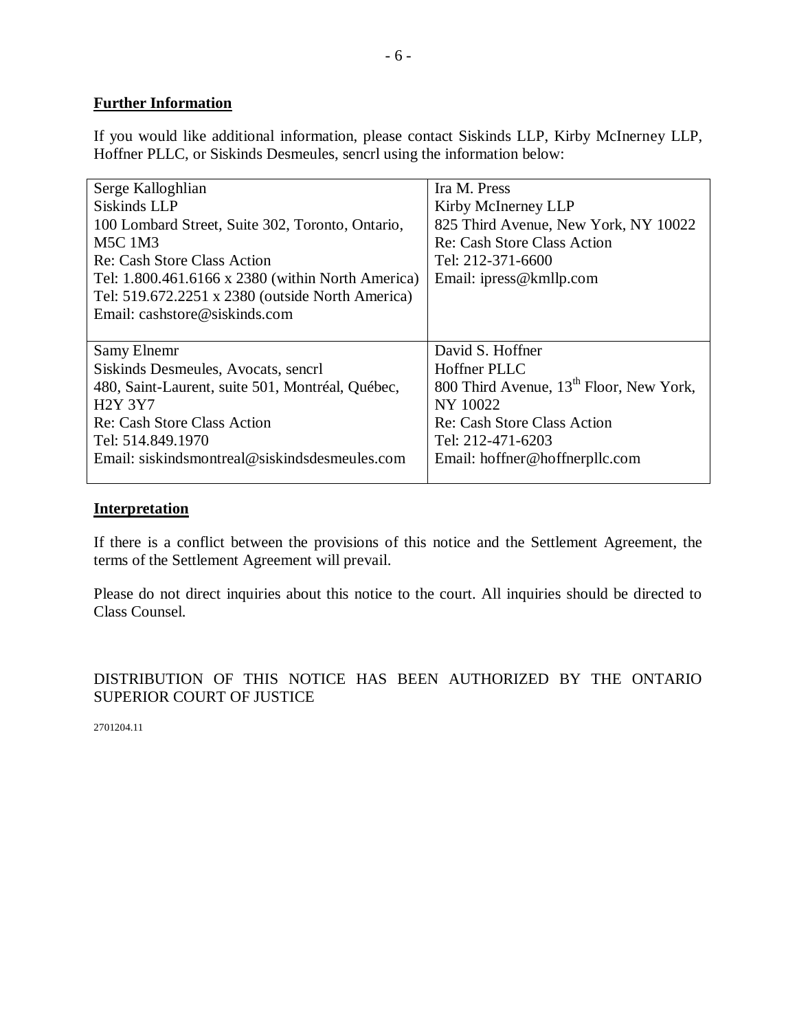## Further Information

If you would like additional information, please contact Siskinds LLP, Kirby McInerney LLP, Hoffner PLLC, or Siskinds Desmeules, sencrl using the information below:

| | |
|---|---|
| Serge Kalloghlian<br>Siskinds LLP<br>100 Lombard Street, Suite 302, Toronto, Ontario, M5C 1M3<br>Re: Cash Store Class Action<br>Tel: 1.800.461.6166 x 2380 (within North America)<br>Tel: 519.672.2251 x 2380 (outside North America)<br>Email: cashstore@siskinds.com | Ira M. Press<br>Kirby McInerney LLP<br>825 Third Avenue, New York, NY 10022<br>Re: Cash Store Class Action<br>Tel: 212-371-6600<br>Email: ipress@kmllp.com |
| Samy Elnemr<br>Siskinds Desmeules, Avocats, sencrl<br>480, Saint-Laurent, suite 501, Montréal, Québec, H2Y 3Y7<br>Re: Cash Store Class Action<br>Tel: 514.849.1970<br>Email: siskindsmontreal@siskindsdesmeules.com | David S. Hoffner<br>Hoffner PLLC<br>800 Third Avenue, 13th Floor, New York, NY 10022<br>Re: Cash Store Class Action<br>Tel: 212-471-6203<br>Email: hoffner@hoffnerpllc.com |

## Interpretation

If there is a conflict between the provisions of this notice and the Settlement Agreement, the terms of the Settlement Agreement will prevail.

Please do not direct inquiries about this notice to the court. All inquiries should be directed to Class Counsel.

DISTRIBUTION OF THIS NOTICE HAS BEEN AUTHORIZED BY THE ONTARIO SUPERIOR COURT OF JUSTICE

2701204.11